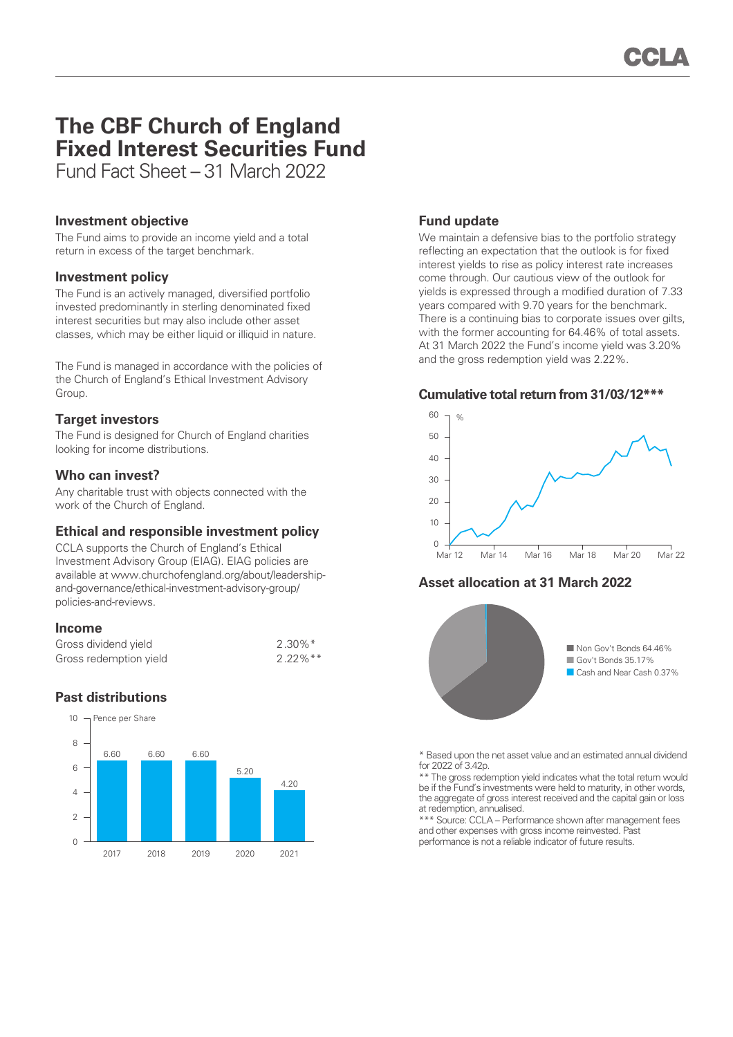# The CBF Church of England Fixed Interest Securities Fund

Fund Fact Sheet – 31 March 2022

## Investment objective

The Fund aims to provide an income yield and a total return in excess of the target benchmark.

## Investment policy

The Fund is an actively managed, diversified portfolio invested predominantly in sterling denominated fixed interest securities but may also include other asset classes, which may be either liquid or illiquid in nature.

The Fund is managed in accordance with the policies of the Church of England's Ethical Investment Advisory Group.

## Target investors

The Fund is designed for Church of England charities looking for income distributions.

## Who can invest?

Any charitable trust with objects connected with the work of the Church of England.

## Ethical and responsible investment policy

CCLA supports the Church of England's Ethical Investment Advisory Group (EIAG). EIAG policies are available at www.churchofengland.org/about/leadership-and-governance/ethical-investment-advisory-group/policies-and-reviews.

## Income

| | |
|---|---|
| Gross dividend yield | 2.30%* |
| Gross redemption yield | 2.22%** |

## Past distributions

Pence per Share

| 2017 | 2018 | 2019 | 2020 | 2021 |
|---|---|---|---|---|
| 6.60 | 6.60 | 6.60 | 5.20 | 4.20 |

## Fund update

We maintain a defensive bias to the portfolio strategy reflecting an expectation that the outlook is for fixed interest yields to rise as policy interest rate increases come through. Our cautious view of the outlook for yields is expressed through a modified duration of 7.33 years compared with 9.70 years for the benchmark. There is a continuing bias to corporate issues over gilts, with the former accounting for 64.46% of total assets. At 31 March 2022 the Fund's income yield was 3.20% and the gross redemption yield was 2.22%.

## Cumulative total return from 31/03/12***

## Asset allocation at 31 March 2022

- Non Gov't Bonds 64.46%
- Gov't Bonds 35.17%
- Cash and Near Cash 0.37%

\* Based upon the net asset value and an estimated annual dividend for 2022 of 3.42p.

\*\* The gross redemption yield indicates what the total return would be if the Fund's investments were held to maturity, in other words, the aggregate of gross interest received and the capital gain or loss at redemption, annualised.

\*\*\* Source: CCLA – Performance shown after management fees and other expenses with gross income reinvested. Past performance is not a reliable indicator of future results.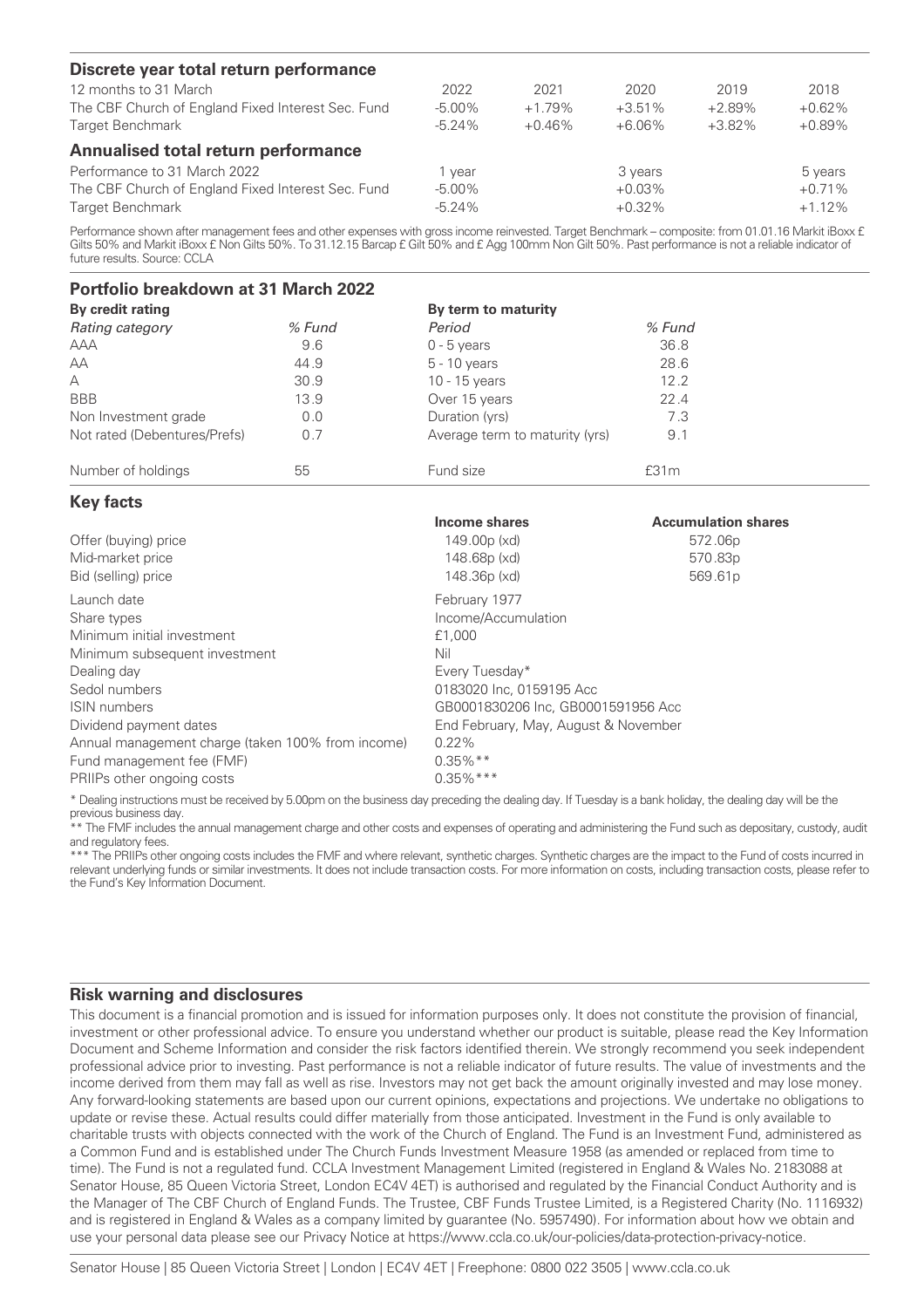## Discrete year total return performance

| 12 months to 31 March | 2022 | 2021 | 2020 | 2019 | 2018 |
|---|---|---|---|---|---|
| The CBF Church of England Fixed Interest Sec. Fund | -5.00% | +1.79% | +3.51% | +2.89% | +0.62% |
| Target Benchmark | -5.24% | +0.46% | +6.06% | +3.82% | +0.89% |

## Annualised total return performance

| Performance to 31 March 2022 | 1 year | 3 years | 5 years |
|---|---|---|---|
| The CBF Church of England Fixed Interest Sec. Fund | -5.00% | +0.03% | +0.71% |
| Target Benchmark | -5.24% | +0.32% | +1.12% |

Performance shown after management fees and other expenses with gross income reinvested. Target Benchmark – composite: from 01.01.16 Markit iBoxx £ Gilts 50% and Markit iBoxx £ Non Gilts 50%. To 31.12.15 Barcap £ Gilt 50% and £ Agg 100mm Non Gilt 50%. Past performance is not a reliable indicator of future results. Source: CCLA

## Portfolio breakdown at 31 March 2022

**By credit rating**

| *Rating category* | *% Fund* |
|---|---|
| AAA | 9.6 |
| AA | 44.9 |
| A | 30.9 |
| BBB | 13.9 |
| Non Investment grade | 0.0 |
| Not rated (Debentures/Prefs) | 0.7 |
| Number of holdings | 55 |

**By term to maturity**

| *Period* | *% Fund* |
|---|---|
| 0 - 5 years | 36.8 |
| 5 - 10 years | 28.6 |
| 10 - 15 years | 12.2 |
| Over 15 years | 22.4 |
| Duration (yrs) | 7.3 |
| Average term to maturity (yrs) | 9.1 |
| Fund size | £31m |

## Key facts

| | Income shares | Accumulation shares |
|---|---|---|
| Offer (buying) price | 149.00p (xd) | 572.06p |
| Mid-market price | 148.68p (xd) | 570.83p |
| Bid (selling) price | 148.36p (xd) | 569.61p |

| | |
|---|---|
| Launch date | February 1977 |
| Share types | Income/Accumulation |
| Minimum initial investment | £1,000 |
| Minimum subsequent investment | Nil |
| Dealing day | Every Tuesday* |
| Sedol numbers | 0183020 Inc, 0159195 Acc |
| ISIN numbers | GB0001830206 Inc, GB0001591956 Acc |
| Dividend payment dates | End February, May, August & November |
| Annual management charge (taken 100% from income) | 0.22% |
| Fund management fee (FMF) | 0.35%** |
| PRIIPs other ongoing costs | 0.35%*** |

* Dealing instructions must be received by 5.00pm on the business day preceding the dealing day. If Tuesday is a bank holiday, the dealing day will be the previous business day.

** The FMF includes the annual management charge and other costs and expenses of operating and administering the Fund such as depositary, custody, audit and regulatory fees.

*** The PRIIPs other ongoing costs includes the FMF and where relevant, synthetic charges. Synthetic charges are the impact to the Fund of costs incurred in relevant underlying funds or similar investments. It does not include transaction costs. For more information on costs, including transaction costs, please refer to the Fund's Key Information Document.

## Risk warning and disclosures

This document is a financial promotion and is issued for information purposes only. It does not constitute the provision of financial, investment or other professional advice. To ensure you understand whether our product is suitable, please read the Key Information Document and Scheme Information and consider the risk factors identified therein. We strongly recommend you seek independent professional advice prior to investing. Past performance is not a reliable indicator of future results. The value of investments and the income derived from them may fall as well as rise. Investors may not get back the amount originally invested and may lose money. Any forward-looking statements are based upon our current opinions, expectations and projections. We undertake no obligations to update or revise these. Actual results could differ materially from those anticipated. Investment in the Fund is only available to charitable trusts with objects connected with the work of the Church of England. The Fund is an Investment Fund, administered as a Common Fund and is established under The Church Funds Investment Measure 1958 (as amended or replaced from time to time). The Fund is not a regulated fund. CCLA Investment Management Limited (registered in England & Wales No. 2183088 at Senator House, 85 Queen Victoria Street, London EC4V 4ET) is authorised and regulated by the Financial Conduct Authority and is the Manager of The CBF Church of England Funds. The Trustee, CBF Funds Trustee Limited, is a Registered Charity (No. 1116932) and is registered in England & Wales as a company limited by guarantee (No. 5957490). For information about how we obtain and use your personal data please see our Privacy Notice at https://www.ccla.co.uk/our-policies/data-protection-privacy-notice.

Senator House | 85 Queen Victoria Street | London | EC4V 4ET | Freephone: 0800 022 3505 | www.ccla.co.uk